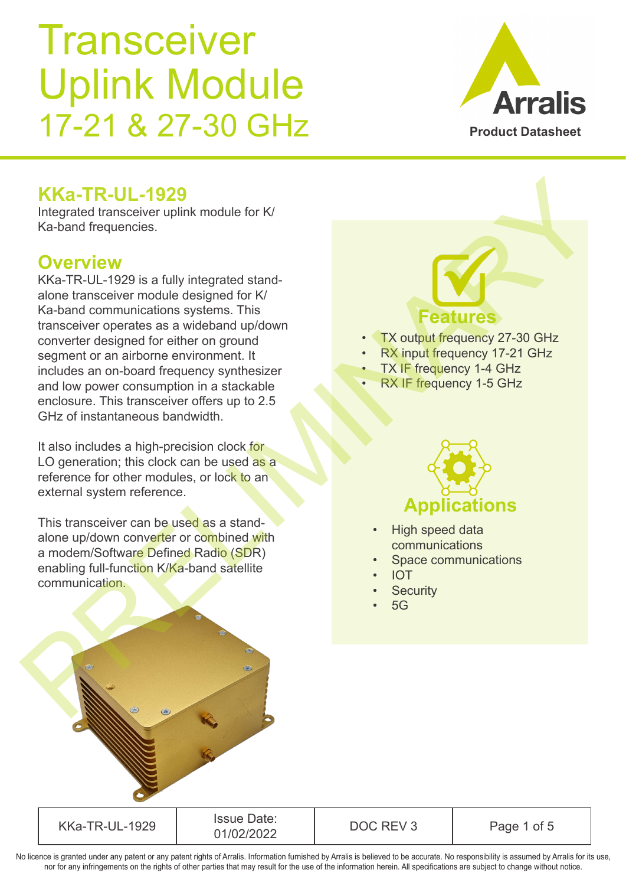# Transceiver Uplink Module 17-21 & 27-30 GHz

Arralis

Product Datasheet

## KKa-TR-UL-1929

Integrated transceiver uplink module for K/Ka-band frequencies.

## Overview

KKa-TR-UL-1929 is a fully integrated stand-alone transceiver module designed for K/Ka-band communications systems. This transceiver operates as a wideband up/down converter designed for either on ground segment or an airborne environment. It includes an on-board frequency synthesizer and low power consumption in a stackable enclosure. This transceiver offers up to 2.5 GHz of instantaneous bandwidth.

It also includes a high-precision clock for LO generation; this clock can be used as a reference for other modules, or lock to an external system reference.

This transceiver can be used as a stand-alone up/down converter or combined with a modem/Software Defined Radio (SDR) enabling full-function K/Ka-band satellite communication.

## Features

- TX output frequency 27-30 GHz
- RX input frequency 17-21 GHz
- TX IF frequency 1-4 GHz
- RX IF frequency 1-5 GHz

## Applications

- High speed data communications
- Space communications
- IOT
- Security
- 5G

| KKa-TR-UL-1929 | Issue Date: 01/02/2022 | DOC REV 3 |
|---|---|---|

No licence is granted under any patent or any patent rights of Arralis. Information furnished by Arralis is believed to be accurate. No responsibility is assumed by Arralis for its use, nor for any infringements on the rights of other parties that may result for the use of the information herein. All specifications are subject to change without notice.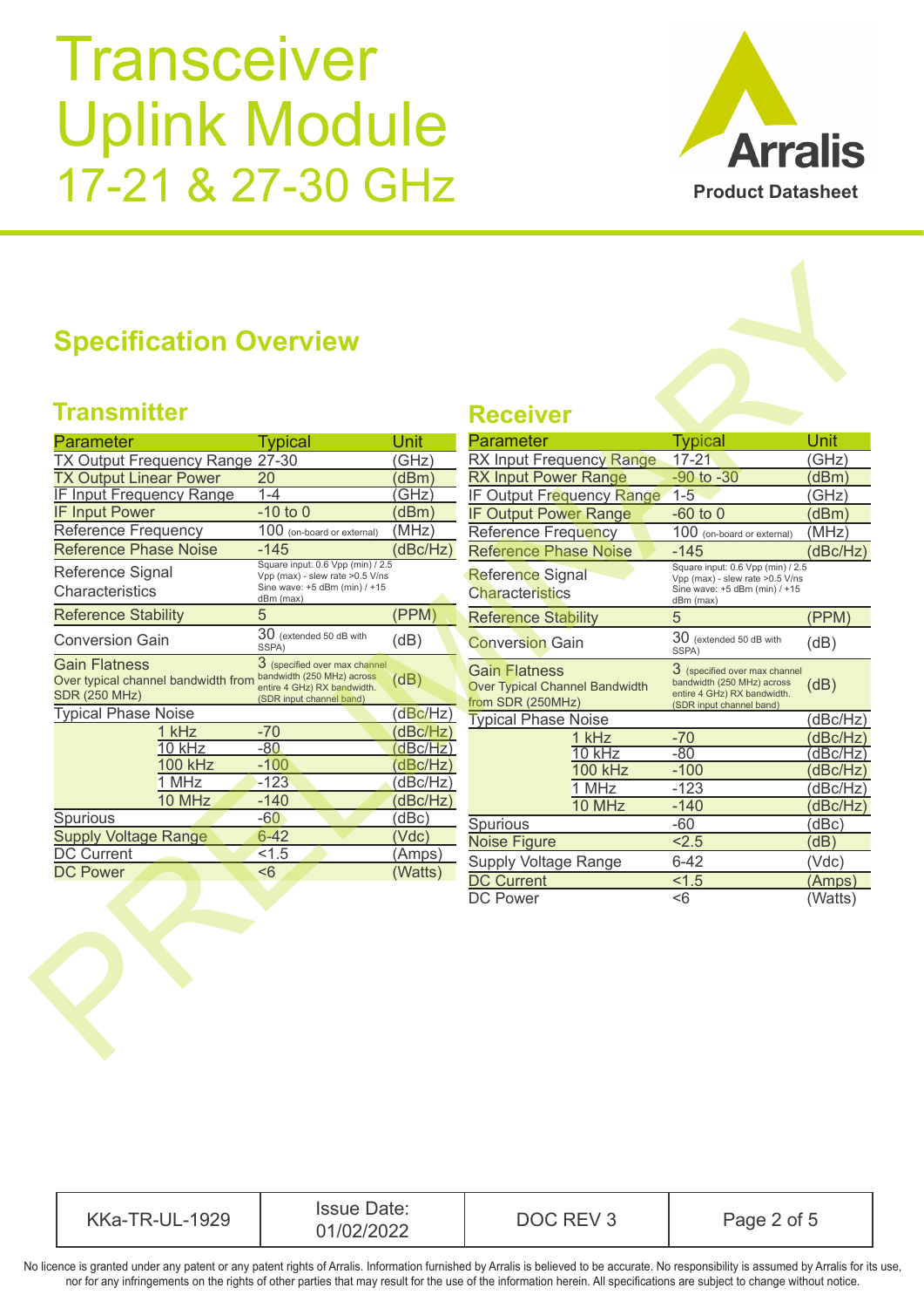# Transceiver Uplink Module 17-21 & 27-30 GHz

## Specification Overview

### Transmitter

| Parameter | | Typical | Unit |
|---|---|---|---|
| TX Output Frequency Range | | 27-30 | (GHz) |
| TX Output Linear Power | | 20 | (dBm) |
| IF Input Frequency Range | | 1-4 | (GHz) |
| IF Input Power | | -10 to 0 | (dBm) |
| Reference Frequency | | 100 (on-board or external) | (MHz) |
| Reference Phase Noise | | -145 | (dBc/Hz) |
| Reference Signal Characteristics | | Square input: 0.6 Vpp (min) / 2.5 Vpp (max) - slew rate >0.5 V/ns Sine wave: +5 dBm (min) / +15 dBm (max) | |
| Reference Stability | | 5 | (PPM) |
| Conversion Gain | | 30 (extended 50 dB with SSPA) | (dB) |
| Gain Flatness Over typical channel bandwidth from SDR (250 MHz) | | 3 (specified over max channel bandwidth (250 MHz) across entire 4 GHz) RX bandwidth. (SDR input channel band) | (dB) |
| Typical Phase Noise | | | (dBc/Hz) |
| | 1 kHz | -70 | (dBc/Hz) |
| | 10 kHz | -80 | (dBc/Hz) |
| | 100 kHz | -100 | (dBc/Hz) |
| | 1 MHz | -123 | (dBc/Hz) |
| | 10 MHz | -140 | (dBc/Hz) |
| Spurious | | -60 | (dBc) |
| Supply Voltage Range | | 6-42 | (Vdc) |
| DC Current | | <1.5 | (Amps) |
| DC Power | | <6 | (Watts) |

### Receiver

| Parameter | | Typical | Unit |
|---|---|---|---|
| RX Input Frequency Range | | 17-21 | (GHz) |
| RX Input Power Range | | -90 to -30 | (dBm) |
| IF Output Frequency Range | | 1-5 | (GHz) |
| IF Output Power Range | | -60 to 0 | (dBm) |
| Reference Frequency | | 100 (on-board or external) | (MHz) |
| Reference Phase Noise | | -145 | (dBc/Hz) |
| Reference Signal Characteristics | | Square input: 0.6 Vpp (min) / 2.5 Vpp (max) - slew rate >0.5 V/ns Sine wave: +5 dBm (min) / +15 dBm (max) | |
| Reference Stability | | 5 | (PPM) |
| Conversion Gain | | 30 (extended 50 dB with SSPA) | (dB) |
| Gain Flatness Over Typical Channel Bandwidth from SDR (250MHz) | | 3 (specified over max channel bandwidth (250 MHz) across entire 4 GHz) RX bandwidth. (SDR input channel band) | (dB) |
| Typical Phase Noise | | | (dBc/Hz) |
| | 1 kHz | -70 | (dBc/Hz) |
| | 10 kHz | -80 | (dBc/Hz) |
| | 100 kHz | -100 | (dBc/Hz) |
| | 1 MHz | -123 | (dBc/Hz) |
| | 10 MHz | -140 | (dBc/Hz) |
| Spurious | | -60 | (dBc) |
| Noise Figure | | <2.5 | (dB) |
| Supply Voltage Range | | 6-42 | (Vdc) |
| DC Current | | <1.5 | (Amps) |
| DC Power | | <6 | (Watts) |

| KKa-TR-UL-1929 | Issue Date: 01/02/2022 | DOC REV 3 |
|---|---|---|

No licence is granted under any patent or any patent rights of Arralis. Information furnished by Arralis is believed to be accurate. No responsibility is assumed by Arralis for its use, nor for any infringements on the rights of other parties that may result for the use of the information herein. All specifications are subject to change without notice.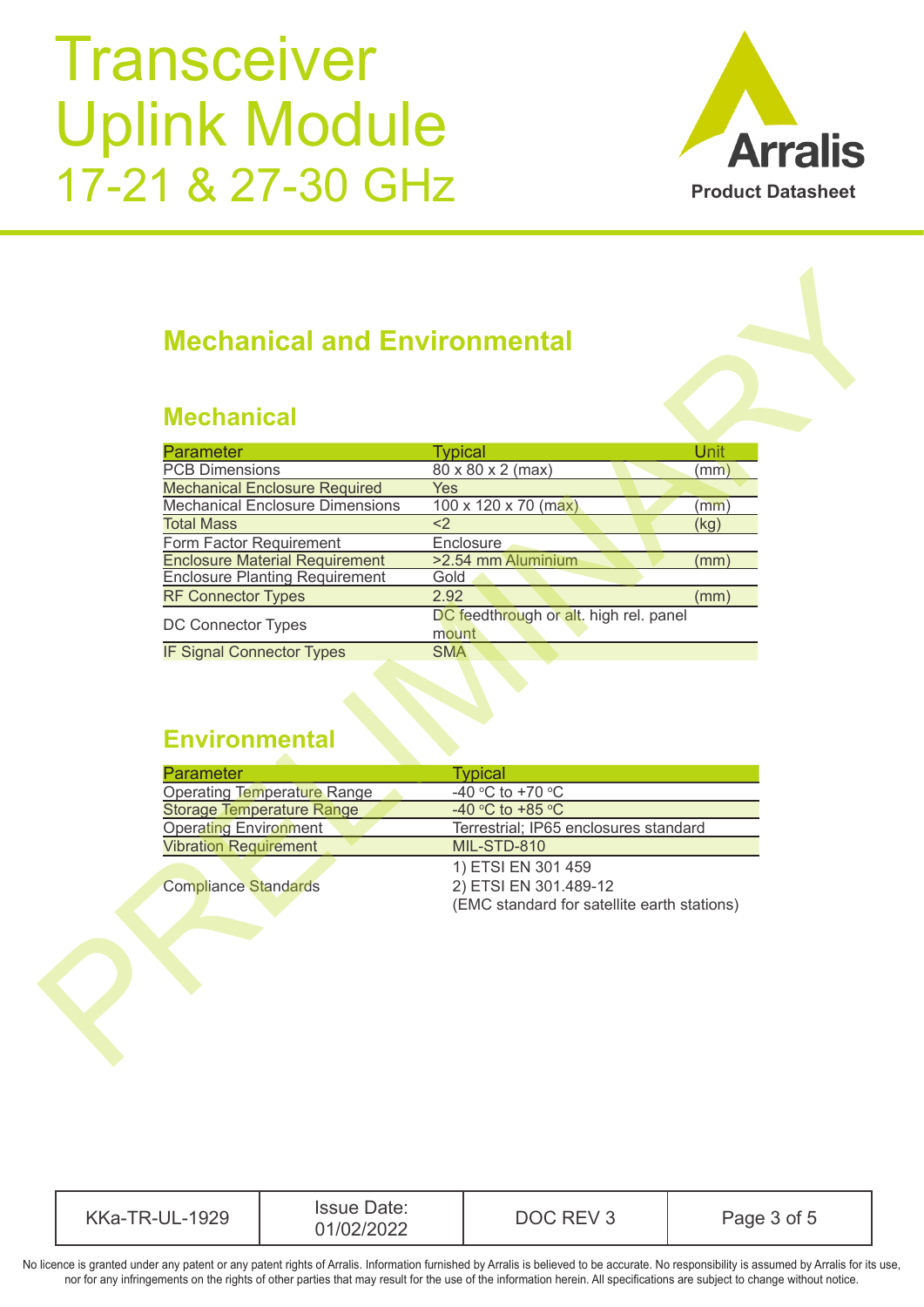# Mechanical and Environmental

## Mechanical

| Parameter | Typical | Unit |
|---|---|---|
| PCB Dimensions | 80 x 80 x 2 (max) | (mm) |
| Mechanical Enclosure Required | Yes | |
| Mechanical Enclosure Dimensions | 100 x 120 x 70 (max) | (mm) |
| Total Mass | <2 | (kg) |
| Form Factor Requirement | Enclosure | |
| Enclosure Material Requirement | >2.54 mm Aluminium | (mm) |
| Enclosure Planting Requirement | Gold | |
| RF Connector Types | 2.92 | (mm) |
| DC Connector Types | DC feedthrough or alt. high rel. panel mount | |
| IF Signal Connector Types | SMA | |

## Environmental

| Parameter | Typical |
|---|---|
| Operating Temperature Range | -40 °C to +70 °C |
| Storage Temperature Range | -40 °C to +85 °C |
| Operating Environment | Terrestrial; IP65 enclosures standard |
| Vibration Requirement | MIL-STD-810 |
| Compliance Standards | 1) ETSI EN 301 459<br>2) ETSI EN 301.489-12<br>(EMC standard for satellite earth stations) |

| KKa-TR-UL-1929 | Issue Date: 01/02/2022 | DOC REV 3 |
|---|---|---|

No licence is granted under any patent or any patent rights of Arralis. Information furnished by Arralis is believed to be accurate. No responsibility is assumed by Arralis for its use, nor for any infringements on the rights of other parties that may result for the use of the information herein. All specifications are subject to change without notice.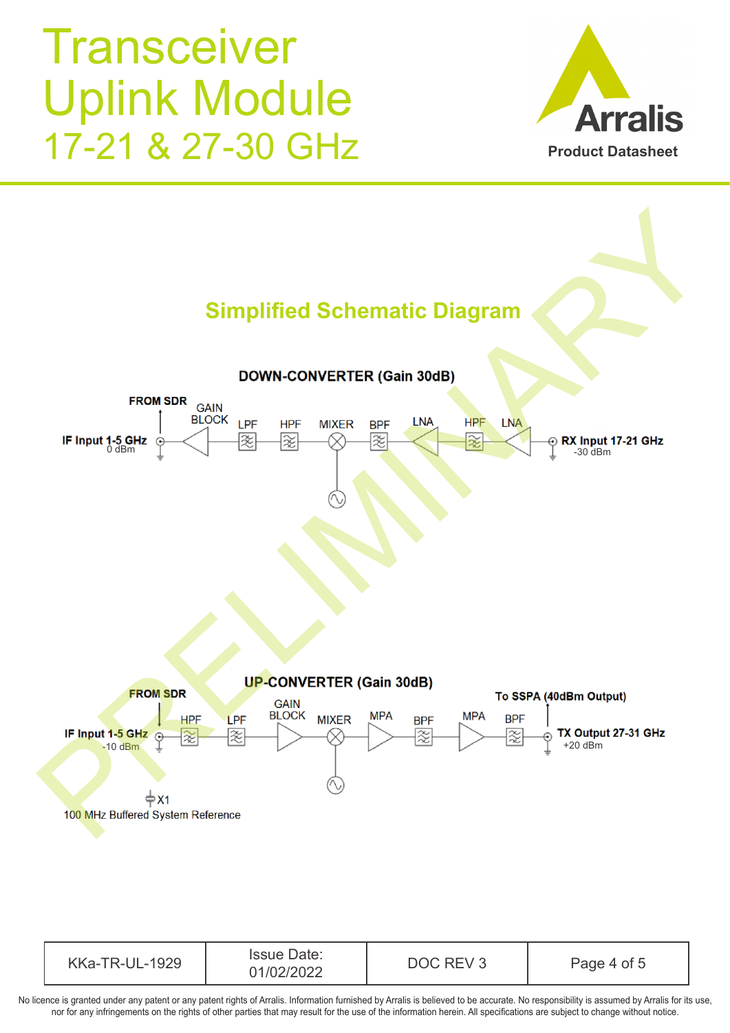## Simplified Schematic Diagram

**DOWN-CONVERTER (Gain 30dB)**

**FROM SDR**

**IF Input 1-5 GHz** 0 dBm — GAIN BLOCK — LPF — HPF — MIXER — BPF — LNA — HPF — LNA — **RX Input 17-21 GHz** -30 dBm

**UP-CONVERTER (Gain 30dB)**

**FROM SDR**

**To SSPA (40dBm Output)**

**IF Input 1-5 GHz** -10 dBm — HPF — LPF — GAIN BLOCK — MIXER — MPA — BPF — MPA — BPF — **TX Output 27-31 GHz** +20 dBm

X1
100 MHz Buffered System Reference

PRELIMINARY

| KKa-TR-UL-1929 | Issue Date: 01/02/2022 | DOC REV 3 | Page 4 of 5 |
|---|---|---|---|

No licence is granted under any patent or any patent rights of Arralis. Information furnished by Arralis is believed to be accurate. No responsibility is assumed by Arralis for its use, nor for any infringements on the rights of other parties that may result for the use of the information herein. All specifications are subject to change without notice.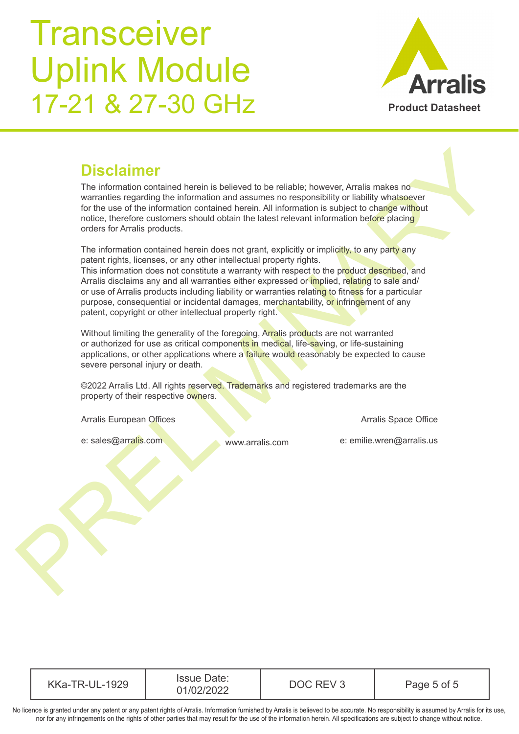## Disclaimer

The information contained herein is believed to be reliable; however, Arralis makes no warranties regarding the information and assumes no responsibility or liability whatsoever for the use of the information contained herein. All information is subject to change without notice, therefore customers should obtain the latest relevant information before placing orders for Arralis products.

The information contained herein does not grant, explicitly or implicitly, to any party any patent rights, licenses, or any other intellectual property rights.
This information does not constitute a warranty with respect to the product described, and Arralis disclaims any and all warranties either expressed or implied, relating to sale and/ or use of Arralis products including liability or warranties relating to fitness for a particular purpose, consequential or incidental damages, merchantability, or infringement of any patent, copyright or other intellectual property right.

Without limiting the generality of the foregoing, Arralis products are not warranted or authorized for use as critical components in medical, life-saving, or life-sustaining applications, or other applications where a failure would reasonably be expected to cause severe personal injury or death.

©2022 Arralis Ltd. All rights reserved. Trademarks and registered trademarks are the property of their respective owners.

Arralis European Offices

e: sales@arralis.com

www.arralis.com

Arralis Space Office

e: emilie.wren@arralis.us

PRELIMINARY

| KKa-TR-UL-1929 | Issue Date: 01/02/2022 | DOC REV 3 |
|---|---|---|

No licence is granted under any patent or any patent rights of Arralis. Information furnished by Arralis is believed to be accurate. No responsibility is assumed by Arralis for its use, nor for any infringements on the rights of other parties that may result for the use of the information herein. All specifications are subject to change without notice.